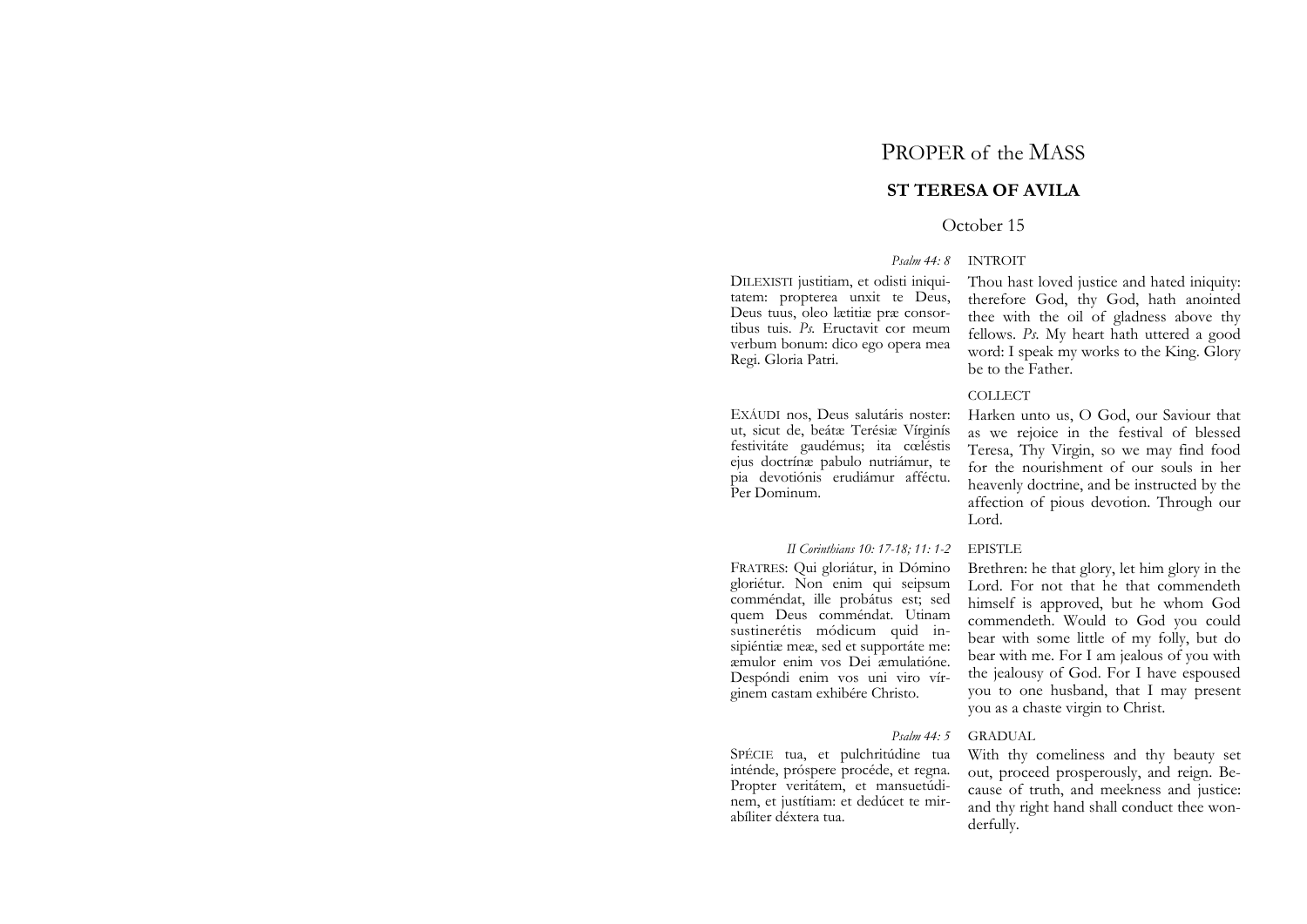# PROPER of the MASS

## ST TERESA OF AVILA

October 15

*Psalm 44: 8* INTROIT

DILEXISTI justitiam, et odisti iniquitatem: propterea unxit te Deus, Deus tuus, oleo lætitiæ præ consortibus tuis. *Ps.* Eructavit cor meum verbum bonum: dico ego opera mea Regi. Gloria Patri.

Thou hast loved justice and hated iniquity: therefore God, thy God, hath anointed thee with the oil of gladness above thy fellows. *Ps.* My heart hath uttered a good word: I speak my works to the King. Glory be to the Father.

COLLECT

EXÁUDI nos, Deus salutáris noster: ut, sicut de, beátæ Terésiæ Vírginís festivitáte gaudémus; ita cœléstis ejus doctrínæ pabulo nutriámur, te pia devotiónis erudiámur affectu. Per Dominum.

Harken unto us, O God, our Saviour that as we rejoice in the festival of blessed Teresa, Thy Virgin, so we may find food for the nourishment of our souls in her heavenly doctrine, and be instructed by the affection of pious devotion. Through our Lord.

*II Corinthians 10: 17-18; 11: 1-2* EPISTLE

FRATRES: Qui gloriátur, in Dómino gloriétur. Non enim qui seipsum comméndat, ille probátus est; sed quem Deus comméndat. Utinam sustinerétis módicum quid insipiéntiæ meæ, sed et supportáte me: æmulor enim vos Dei æmulatióne. Despóndi enim vos uni viro vírginem castam exhibére Christo.

Brethren: he that glory, let him glory in the Lord. For not that he that commendeth himself is approved, but he whom God commendeth. Would to God you could bear with some little of my folly, but do bear with me. For I am jealous of you with the jealousy of God. For I have espoused you to one husband, that I may present you as a chaste virgin to Christ.

*Psalm 44: 5* GRADUAL

SPÉCIE tua, et pulchritúdine tua inténde, próspere procéde, et regna. Propter veritátem, et mansuetúdinem, et justítiam: et dedúcet te mirabíliter déxtera tua.

With thy comeliness and thy beauty set out, proceed prosperously, and reign. Because of truth, and meekness and justice: and thy right hand shall conduct thee wonderfully.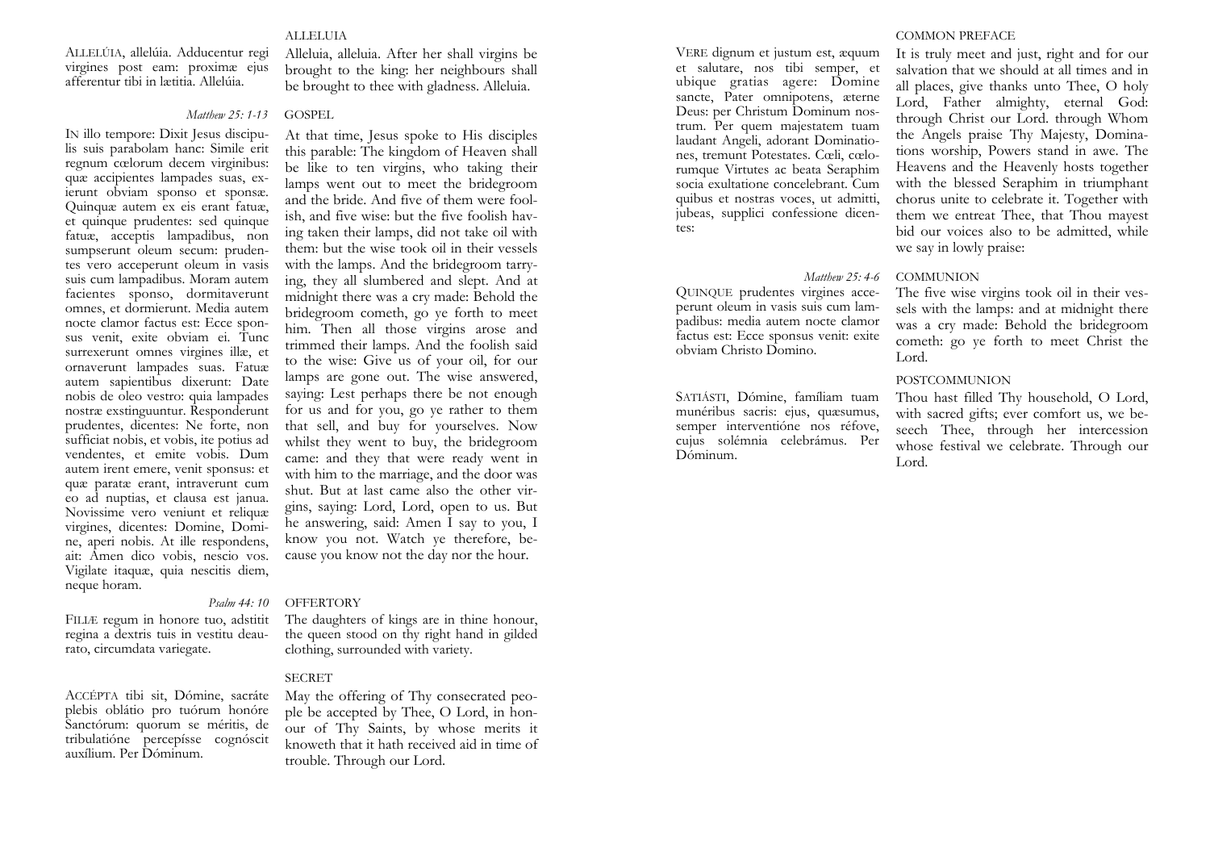## ALLELUIA

ALLELÚIA, allelúia. Adducentur regi virgines post eam: proximæ ejus afferentur tibi in lætitia. Allelúia.

Alleluia, alleluia. After her shall virgins be brought to the king: her neighbours shall be brought to thee with gladness. Alleluia.

## GOSPEL

*Matthew 25: 1-13*

IN illo tempore: Dixit Jesus discipulis suis parabolam hanc: Simile erit regnum cœlorum decem virginibus: quæ accipientes lampades suas, exierunt obviam sponso et sponsæ. Quinquæ autem ex eis erant fatuæ, et quinque prudentes: sed quinque fatuæ, acceptis lampadibus, non sumpserunt oleum secum: prudentes vero acceperunt oleum in vasis suis cum lampadibus. Moram autem facientes sponso, dormitaverunt omnes, et dormierunt. Media autem nocte clamor factus est: Ecce sponsus venit, exite obviam ei. Tunc surrexerunt omnes virgines illæ, et ornaverunt lampades suas. Fatuæ autem sapientibus dixerunt: Date nobis de oleo vestro: quia lampades nostræ exstinguuntur. Responderunt prudentes, dicentes: Ne forte, non sufficiat nobis, et vobis, ite potius ad vendentes, et emite vobis. Dum autem irent emere, venit sponsus: et quæ paratæ erant, intraverunt cum eo ad nuptias, et clausa est janua. Novissime vero veniunt et reliquæ virgines, dicentes: Domine, Domine, aperi nobis. At ille respondens, ait: Amen dico vobis, nescio vos. Vigilate itaquæ, quia nescitis diem, neque horam.

At that time, Jesus spoke to His disciples this parable: The kingdom of Heaven shall be like to ten virgins, who taking their lamps went out to meet the bridegroom and the bride. And five of them were foolish, and five wise: but the five foolish having taken their lamps, did not take oil with them: but the wise took oil in their vessels with the lamps. And the bridegroom tarrying, they all slumbered and slept. And at midnight there was a cry made: Behold the bridegroom cometh, go ye forth to meet him. Then all those virgins arose and trimmed their lamps. And the foolish said to the wise: Give us of your oil, for our lamps are gone out. The wise answered, saying: Lest perhaps there be not enough for us and for you, go ye rather to them that sell, and buy for yourselves. Now whilst they went to buy, the bridegroom came: and they that were ready went in with him to the marriage, and the door was shut. But at last came also the other virgins, saying: Lord, Lord, open to us. But he answering, said: Amen I say to you, I know you not. Watch ye therefore, because you know not the day nor the hour.

## OFFERTORY

*Psalm 44: 10*

FILIÆ regum in honore tuo, adstitit regina a dextris tuis in vestitu deaurato, circumdata variegate.

The daughters of kings are in thine honour, the queen stood on thy right hand in gilded clothing, surrounded with variety.

## SECRET

ACCÉPTA tibi sit, Dómine, sacráte plebis oblátio pro tuórum honóre Sanctórum: quorum se méritis, de tribulatióne percepísse cognóscit auxílium. Per Dóminum.

May the offering of Thy consecrated people be accepted by Thee, O Lord, in honour of Thy Saints, by whose merits it knoweth that it hath received aid in time of trouble. Through our Lord.

## COMMON PREFACE

VERE dignum et justum est, æquum et salutare, nos tibi semper, et ubique gratias agere: Domine sancte, Pater omnipotens, æterne Deus: per Christum Dominum nostrum. Per quem majestatem tuam laudant Angeli, adorant Dominationes, tremunt Potestates. Cœli, cœlorumque Virtutes ac beata Seraphim socia exultatione concelebrant. Cum quibus et nostras voces, ut admitti, jubeas, supplici confessione dicentes:

It is truly meet and just, right and for our salvation that we should at all times and in all places, give thanks unto Thee, O holy Lord, Father almighty, eternal God: through Christ our Lord. through Whom the Angels praise Thy Majesty, Dominations worship, Powers stand in awe. The Heavens and the Heavenly hosts together with the blessed Seraphim in triumphant chorus unite to celebrate it. Together with them we entreat Thee, that Thou mayest bid our voices also to be admitted, while we say in lowly praise:

## COMMUNION

*Matthew 25: 4-6*

QUINQUE prudentes virgines acceperunt oleum in vasis suis cum lampadibus: media autem nocte clamor factus est: Ecce sponsus venit: exite obviam Christo Domino.

The five wise virgins took oil in their vessels with the lamps: and at midnight there was a cry made: Behold the bridegroom cometh: go ye forth to meet Christ the Lord.

## POSTCOMMUNION

SATIÁSTI, Dómine, famíliam tuam munéribus sacris: ejus, quæsumus, semper interventióne nos réfove, cujus solémnia celebrámus. Per Dóminum.

Thou hast filled Thy household, O Lord, with sacred gifts; ever comfort us, we beseech Thee, through her intercession whose festival we celebrate. Through our Lord.